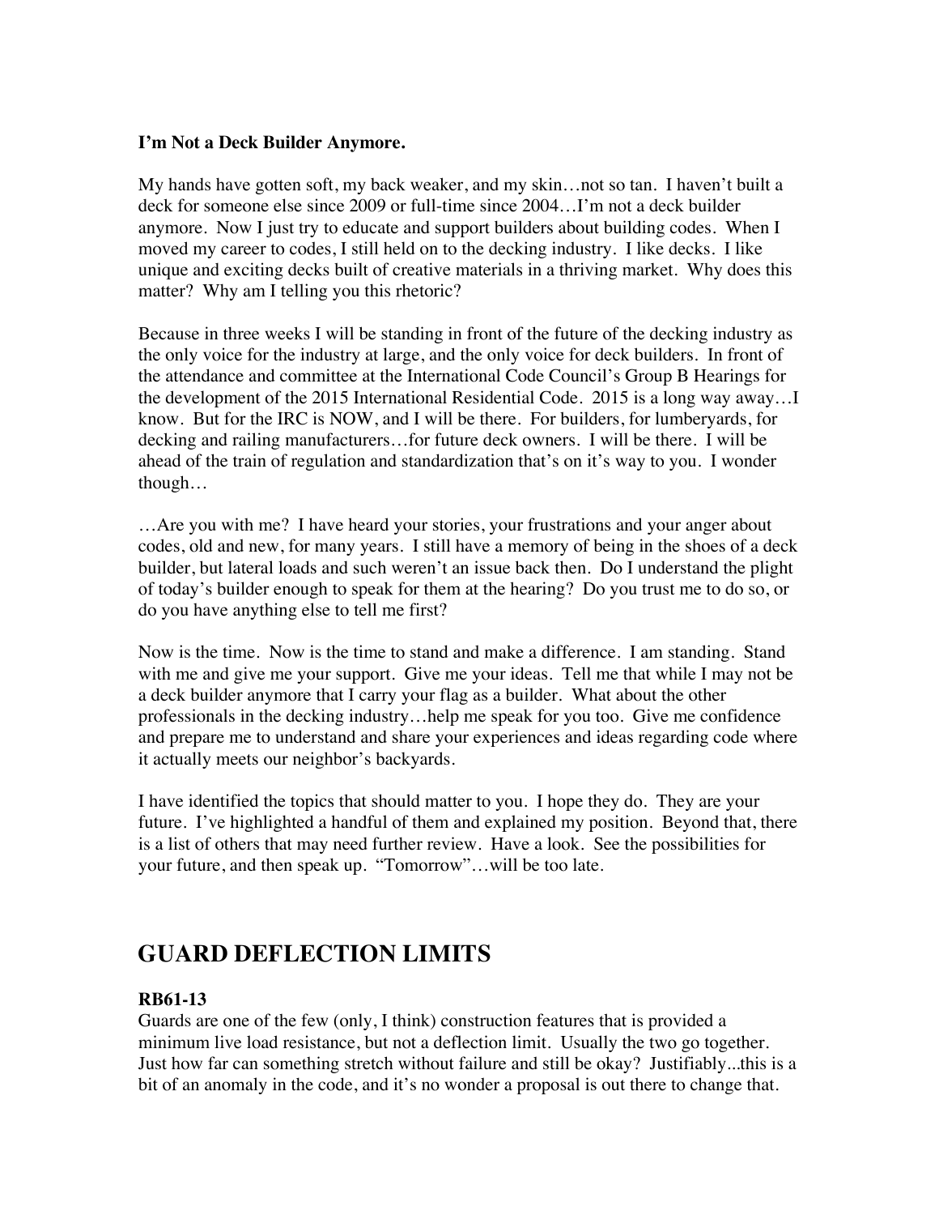**I'm Not a Deck Builder Anymore.**

My hands have gotten soft, my back weaker, and my skin…not so tan. I haven't built a deck for someone else since 2009 or full-time since 2004…I'm not a deck builder anymore. Now I just try to educate and support builders about building codes. When I moved my career to codes, I still held on to the decking industry. I like decks. I like unique and exciting decks built of creative materials in a thriving market. Why does this matter? Why am I telling you this rhetoric?

Because in three weeks I will be standing in front of the future of the decking industry as the only voice for the industry at large, and the only voice for deck builders. In front of the attendance and committee at the International Code Council's Group B Hearings for the development of the 2015 International Residential Code. 2015 is a long way away…I know. But for the IRC is NOW, and I will be there. For builders, for lumberyards, for decking and railing manufacturers…for future deck owners. I will be there. I will be ahead of the train of regulation and standardization that's on it's way to you. I wonder though…

…Are you with me? I have heard your stories, your frustrations and your anger about codes, old and new, for many years. I still have a memory of being in the shoes of a deck builder, but lateral loads and such weren't an issue back then. Do I understand the plight of today's builder enough to speak for them at the hearing? Do you trust me to do so, or do you have anything else to tell me first?

Now is the time. Now is the time to stand and make a difference. I am standing. Stand with me and give me your support. Give me your ideas. Tell me that while I may not be a deck builder anymore that I carry your flag as a builder. What about the other professionals in the decking industry…help me speak for you too. Give me confidence and prepare me to understand and share your experiences and ideas regarding code where it actually meets our neighbor's backyards.

I have identified the topics that should matter to you. I hope they do. They are your future. I've highlighted a handful of them and explained my position. Beyond that, there is a list of others that may need further review. Have a look. See the possibilities for your future, and then speak up. "Tomorrow"…will be too late.

# GUARD DEFLECTION LIMITS

**RB61-13**

Guards are one of the few (only, I think) construction features that is provided a minimum live load resistance, but not a deflection limit. Usually the two go together. Just how far can something stretch without failure and still be okay? Justifiably...this is a bit of an anomaly in the code, and it's no wonder a proposal is out there to change that.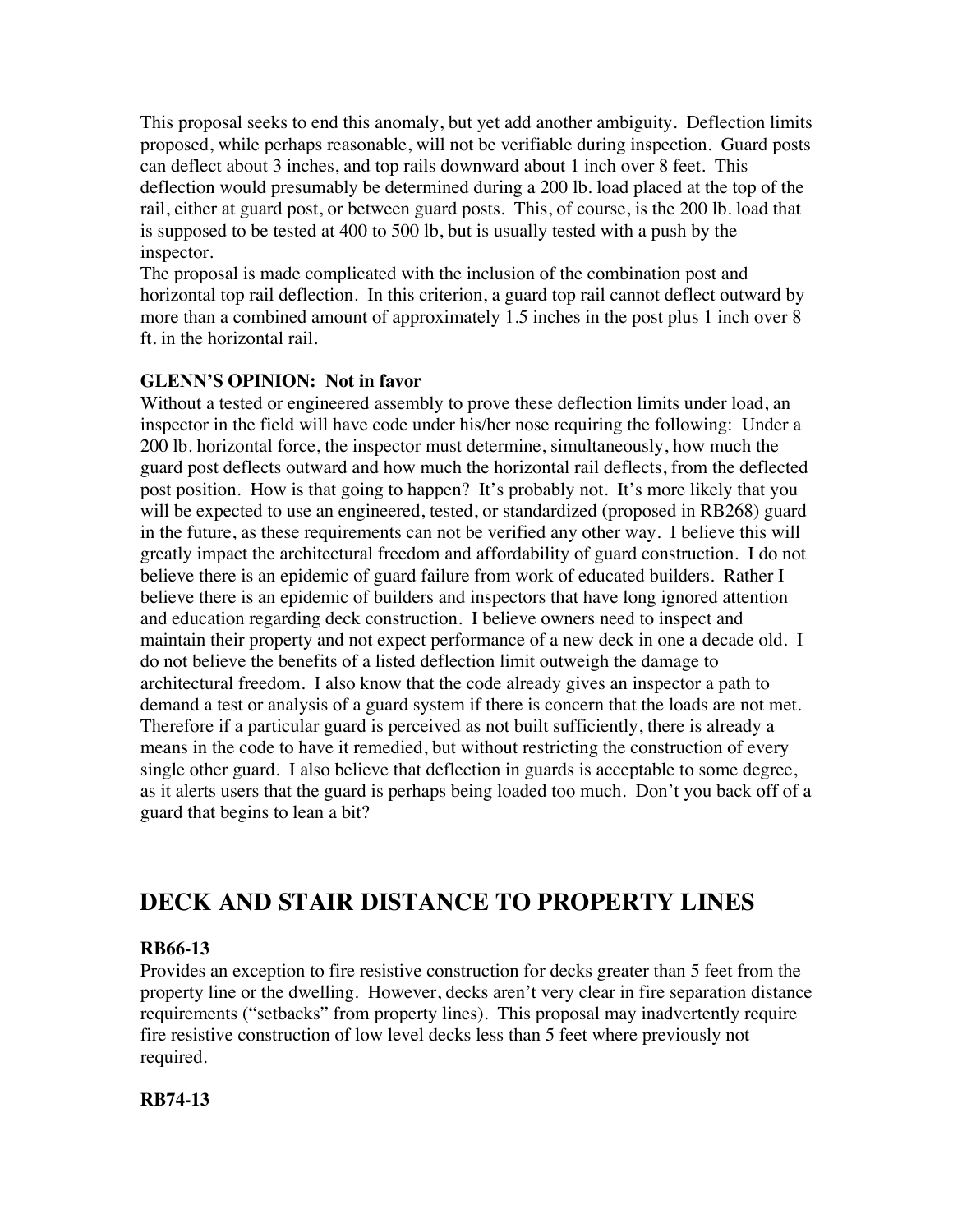This proposal seeks to end this anomaly, but yet add another ambiguity. Deflection limits proposed, while perhaps reasonable, will not be verifiable during inspection. Guard posts can deflect about 3 inches, and top rails downward about 1 inch over 8 feet. This deflection would presumably be determined during a 200 lb. load placed at the top of the rail, either at guard post, or between guard posts. This, of course, is the 200 lb. load that is supposed to be tested at 400 to 500 lb, but is usually tested with a push by the inspector.

The proposal is made complicated with the inclusion of the combination post and horizontal top rail deflection. In this criterion, a guard top rail cannot deflect outward by more than a combined amount of approximately 1.5 inches in the post plus 1 inch over 8 ft. in the horizontal rail.

**GLENN'S OPINION: Not in favor**

Without a tested or engineered assembly to prove these deflection limits under load, an inspector in the field will have code under his/her nose requiring the following: Under a 200 lb. horizontal force, the inspector must determine, simultaneously, how much the guard post deflects outward and how much the horizontal rail deflects, from the deflected post position. How is that going to happen? It's probably not. It's more likely that you will be expected to use an engineered, tested, or standardized (proposed in RB268) guard in the future, as these requirements can not be verified any other way. I believe this will greatly impact the architectural freedom and affordability of guard construction. I do not believe there is an epidemic of guard failure from work of educated builders. Rather I believe there is an epidemic of builders and inspectors that have long ignored attention and education regarding deck construction. I believe owners need to inspect and maintain their property and not expect performance of a new deck in one a decade old. I do not believe the benefits of a listed deflection limit outweigh the damage to architectural freedom. I also know that the code already gives an inspector a path to demand a test or analysis of a guard system if there is concern that the loads are not met. Therefore if a particular guard is perceived as not built sufficiently, there is already a means in the code to have it remedied, but without restricting the construction of every single other guard. I also believe that deflection in guards is acceptable to some degree, as it alerts users that the guard is perhaps being loaded too much. Don't you back off of a guard that begins to lean a bit?

## DECK AND STAIR DISTANCE TO PROPERTY LINES

**RB66-13**

Provides an exception to fire resistive construction for decks greater than 5 feet from the property line or the dwelling. However, decks aren't very clear in fire separation distance requirements ("setbacks" from property lines). This proposal may inadvertently require fire resistive construction of low level decks less than 5 feet where previously not required.

**RB74-13**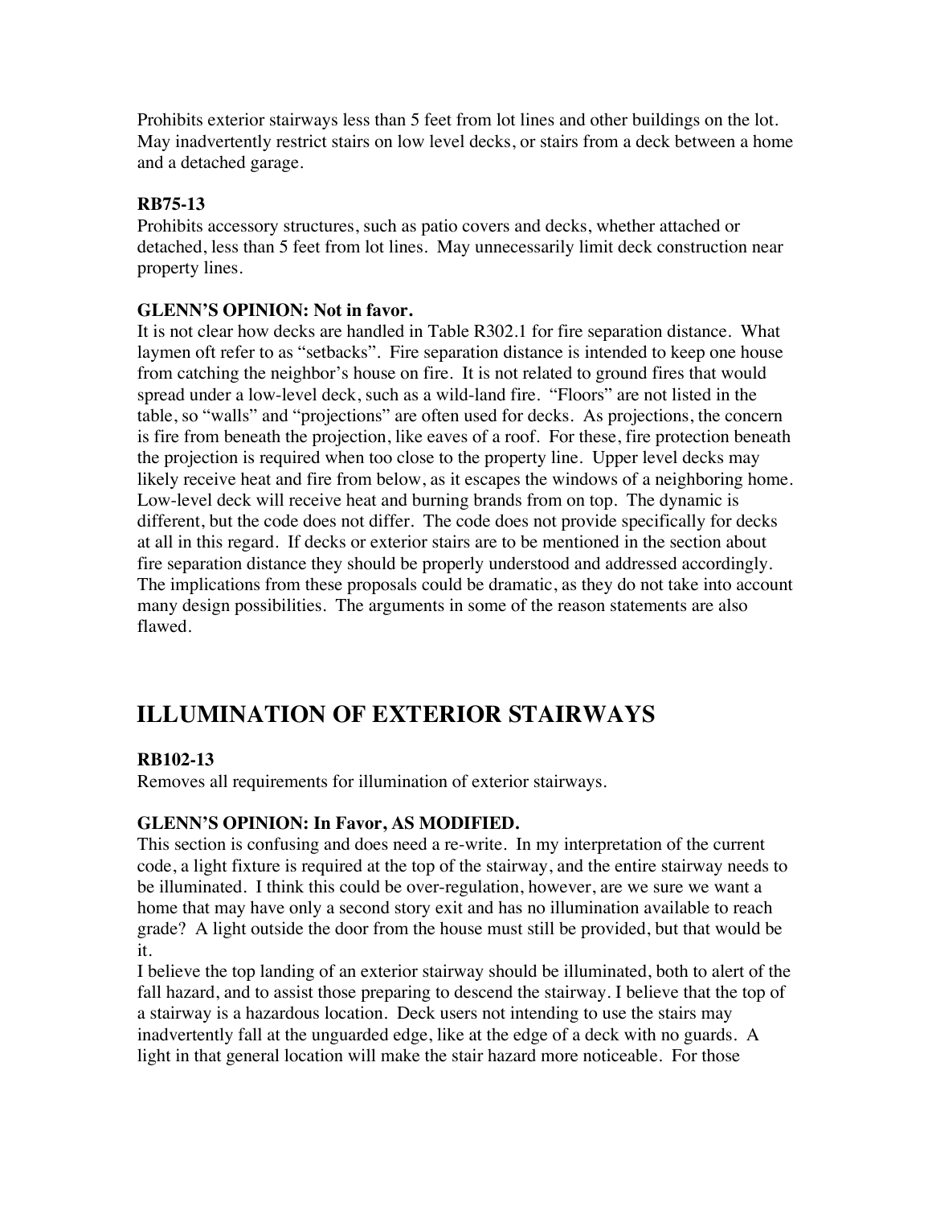Prohibits exterior stairways less than 5 feet from lot lines and other buildings on the lot. May inadvertently restrict stairs on low level decks, or stairs from a deck between a home and a detached garage.

**RB75-13**
Prohibits accessory structures, such as patio covers and decks, whether attached or detached, less than 5 feet from lot lines. May unnecessarily limit deck construction near property lines.

**GLENN'S OPINION: Not in favor.**
It is not clear how decks are handled in Table R302.1 for fire separation distance. What laymen oft refer to as "setbacks". Fire separation distance is intended to keep one house from catching the neighbor's house on fire. It is not related to ground fires that would spread under a low-level deck, such as a wild-land fire. "Floors" are not listed in the table, so "walls" and "projections" are often used for decks. As projections, the concern is fire from beneath the projection, like eaves of a roof. For these, fire protection beneath the projection is required when too close to the property line. Upper level decks may likely receive heat and fire from below, as it escapes the windows of a neighboring home. Low-level deck will receive heat and burning brands from on top. The dynamic is different, but the code does not differ. The code does not provide specifically for decks at all in this regard. If decks or exterior stairs are to be mentioned in the section about fire separation distance they should be properly understood and addressed accordingly. The implications from these proposals could be dramatic, as they do not take into account many design possibilities. The arguments in some of the reason statements are also flawed.

# ILLUMINATION OF EXTERIOR STAIRWAYS

**RB102-13**
Removes all requirements for illumination of exterior stairways.

**GLENN'S OPINION: In Favor, AS MODIFIED.**
This section is confusing and does need a re-write. In my interpretation of the current code, a light fixture is required at the top of the stairway, and the entire stairway needs to be illuminated. I think this could be over-regulation, however, are we sure we want a home that may have only a second story exit and has no illumination available to reach grade? A light outside the door from the house must still be provided, but that would be it.
I believe the top landing of an exterior stairway should be illuminated, both to alert of the fall hazard, and to assist those preparing to descend the stairway. I believe that the top of a stairway is a hazardous location. Deck users not intending to use the stairs may inadvertently fall at the unguarded edge, like at the edge of a deck with no guards. A light in that general location will make the stair hazard more noticeable. For those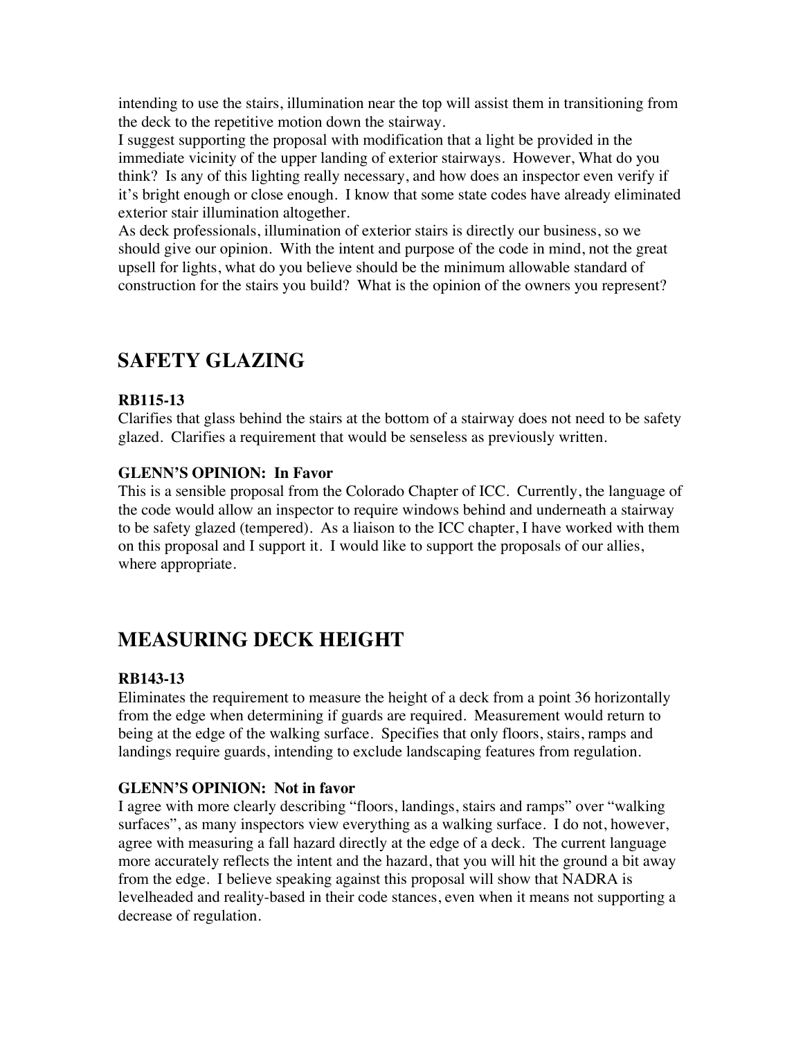intending to use the stairs, illumination near the top will assist them in transitioning from the deck to the repetitive motion down the stairway.

I suggest supporting the proposal with modification that a light be provided in the immediate vicinity of the upper landing of exterior stairways. However, What do you think? Is any of this lighting really necessary, and how does an inspector even verify if it's bright enough or close enough. I know that some state codes have already eliminated exterior stair illumination altogether.

As deck professionals, illumination of exterior stairs is directly our business, so we should give our opinion. With the intent and purpose of the code in mind, not the great upsell for lights, what do you believe should be the minimum allowable standard of construction for the stairs you build? What is the opinion of the owners you represent?

## SAFETY GLAZING

**RB115-13**

Clarifies that glass behind the stairs at the bottom of a stairway does not need to be safety glazed. Clarifies a requirement that would be senseless as previously written.

**GLENN'S OPINION: In Favor**

This is a sensible proposal from the Colorado Chapter of ICC. Currently, the language of the code would allow an inspector to require windows behind and underneath a stairway to be safety glazed (tempered). As a liaison to the ICC chapter, I have worked with them on this proposal and I support it. I would like to support the proposals of our allies, where appropriate.

## MEASURING DECK HEIGHT

**RB143-13**

Eliminates the requirement to measure the height of a deck from a point 36 horizontally from the edge when determining if guards are required. Measurement would return to being at the edge of the walking surface. Specifies that only floors, stairs, ramps and landings require guards, intending to exclude landscaping features from regulation.

**GLENN'S OPINION: Not in favor**

I agree with more clearly describing "floors, landings, stairs and ramps" over "walking surfaces", as many inspectors view everything as a walking surface. I do not, however, agree with measuring a fall hazard directly at the edge of a deck. The current language more accurately reflects the intent and the hazard, that you will hit the ground a bit away from the edge. I believe speaking against this proposal will show that NADRA is levelheaded and reality-based in their code stances, even when it means not supporting a decrease of regulation.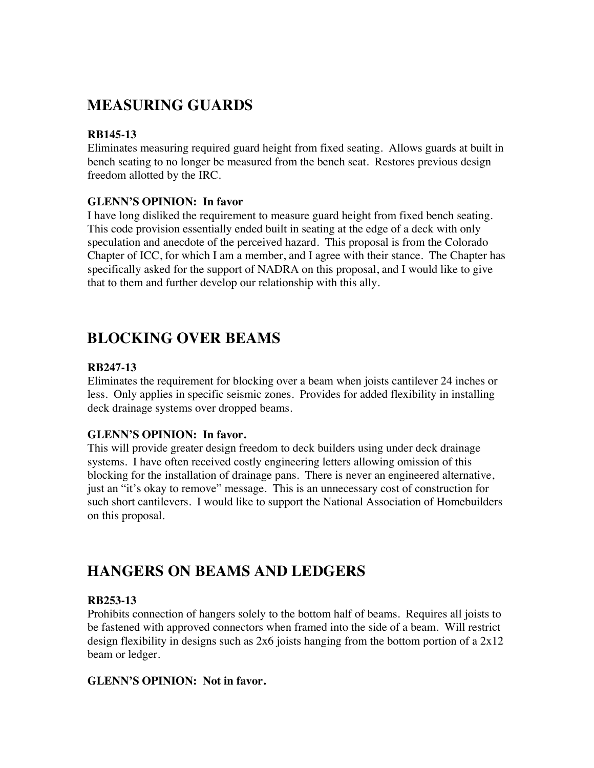## MEASURING GUARDS

**RB145-13**

Eliminates measuring required guard height from fixed seating. Allows guards at built in bench seating to no longer be measured from the bench seat. Restores previous design freedom allotted by the IRC.

**GLENN'S OPINION: In favor**

I have long disliked the requirement to measure guard height from fixed bench seating. This code provision essentially ended built in seating at the edge of a deck with only speculation and anecdote of the perceived hazard. This proposal is from the Colorado Chapter of ICC, for which I am a member, and I agree with their stance. The Chapter has specifically asked for the support of NADRA on this proposal, and I would like to give that to them and further develop our relationship with this ally.

## BLOCKING OVER BEAMS

**RB247-13**

Eliminates the requirement for blocking over a beam when joists cantilever 24 inches or less. Only applies in specific seismic zones. Provides for added flexibility in installing deck drainage systems over dropped beams.

**GLENN'S OPINION: In favor.**

This will provide greater design freedom to deck builders using under deck drainage systems. I have often received costly engineering letters allowing omission of this blocking for the installation of drainage pans. There is never an engineered alternative, just an "it's okay to remove" message. This is an unnecessary cost of construction for such short cantilevers. I would like to support the National Association of Homebuilders on this proposal.

## HANGERS ON BEAMS AND LEDGERS

**RB253-13**

Prohibits connection of hangers solely to the bottom half of beams. Requires all joists to be fastened with approved connectors when framed into the side of a beam. Will restrict design flexibility in designs such as 2x6 joists hanging from the bottom portion of a 2x12 beam or ledger.

**GLENN'S OPINION: Not in favor.**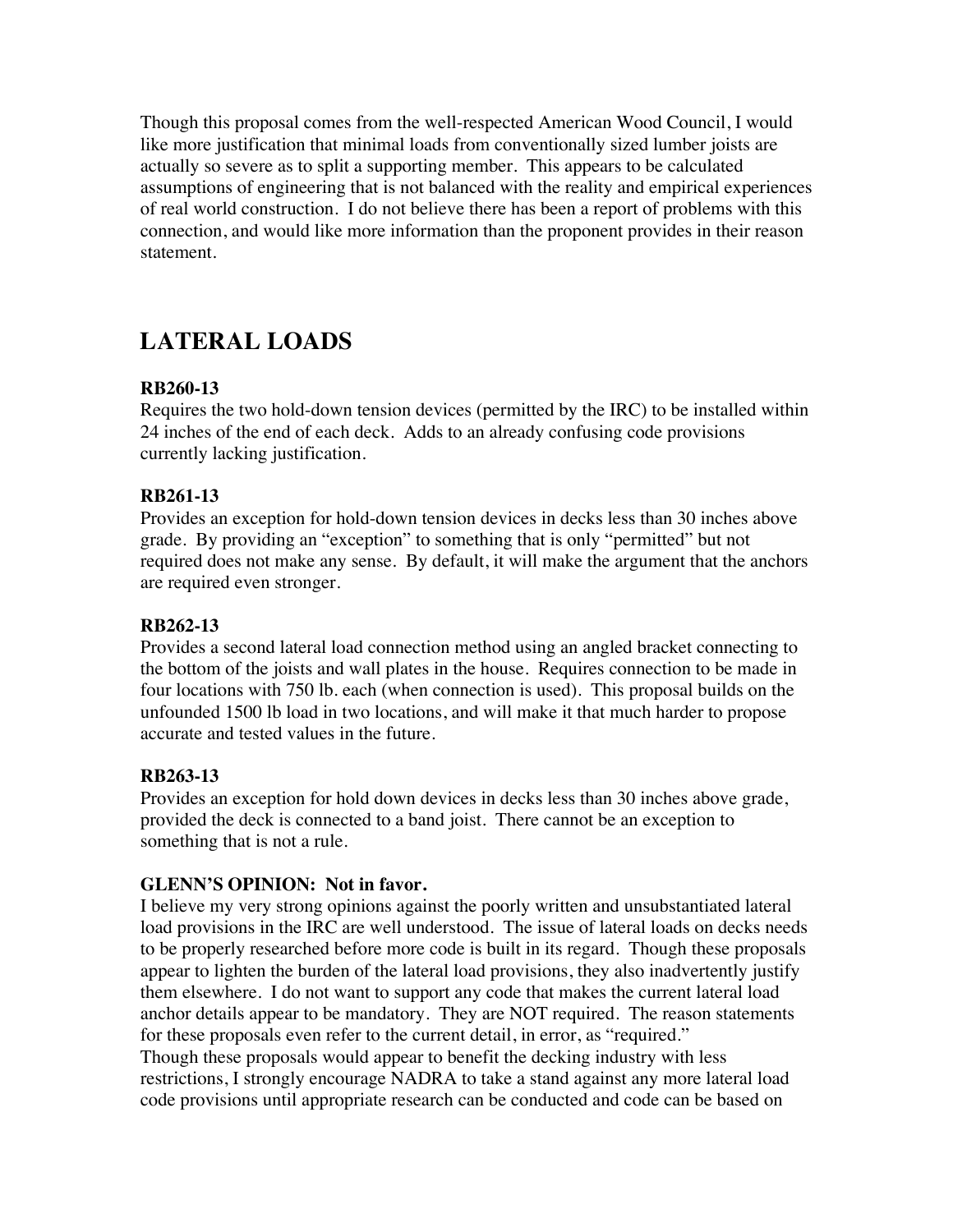Though this proposal comes from the well-respected American Wood Council, I would like more justification that minimal loads from conventionally sized lumber joists are actually so severe as to split a supporting member. This appears to be calculated assumptions of engineering that is not balanced with the reality and empirical experiences of real world construction. I do not believe there has been a report of problems with this connection, and would like more information than the proponent provides in their reason statement.

## LATERAL LOADS

**RB260-13**
Requires the two hold-down tension devices (permitted by the IRC) to be installed within 24 inches of the end of each deck. Adds to an already confusing code provisions currently lacking justification.

**RB261-13**
Provides an exception for hold-down tension devices in decks less than 30 inches above grade. By providing an "exception" to something that is only "permitted" but not required does not make any sense. By default, it will make the argument that the anchors are required even stronger.

**RB262-13**
Provides a second lateral load connection method using an angled bracket connecting to the bottom of the joists and wall plates in the house. Requires connection to be made in four locations with 750 lb. each (when connection is used). This proposal builds on the unfounded 1500 lb load in two locations, and will make it that much harder to propose accurate and tested values in the future.

**RB263-13**
Provides an exception for hold down devices in decks less than 30 inches above grade, provided the deck is connected to a band joist. There cannot be an exception to something that is not a rule.

**GLENN'S OPINION: Not in favor.**
I believe my very strong opinions against the poorly written and unsubstantiated lateral load provisions in the IRC are well understood. The issue of lateral loads on decks needs to be properly researched before more code is built in its regard. Though these proposals appear to lighten the burden of the lateral load provisions, they also inadvertently justify them elsewhere. I do not want to support any code that makes the current lateral load anchor details appear to be mandatory. They are NOT required. The reason statements for these proposals even refer to the current detail, in error, as "required."
Though these proposals would appear to benefit the decking industry with less restrictions, I strongly encourage NADRA to take a stand against any more lateral load code provisions until appropriate research can be conducted and code can be based on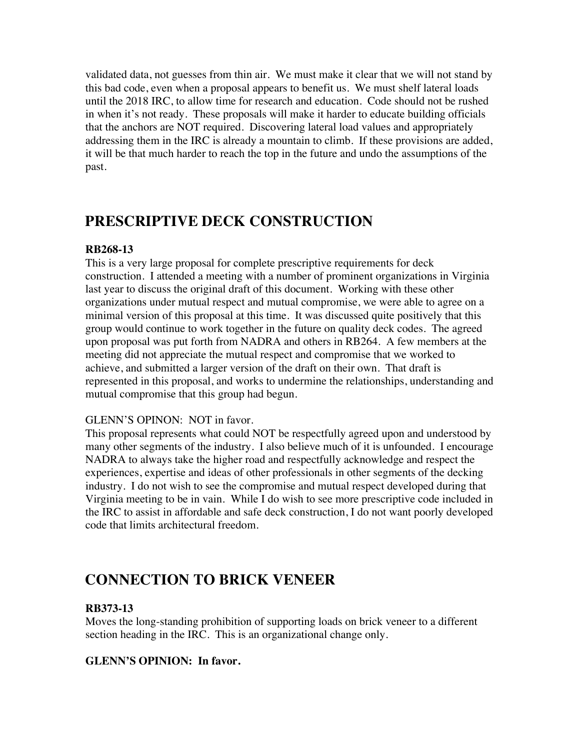validated data, not guesses from thin air. We must make it clear that we will not stand by this bad code, even when a proposal appears to benefit us. We must shelf lateral loads until the 2018 IRC, to allow time for research and education. Code should not be rushed in when it's not ready. These proposals will make it harder to educate building officials that the anchors are NOT required. Discovering lateral load values and appropriately addressing them in the IRC is already a mountain to climb. If these provisions are added, it will be that much harder to reach the top in the future and undo the assumptions of the past.

## PRESCRIPTIVE DECK CONSTRUCTION

**RB268-13**

This is a very large proposal for complete prescriptive requirements for deck construction. I attended a meeting with a number of prominent organizations in Virginia last year to discuss the original draft of this document. Working with these other organizations under mutual respect and mutual compromise, we were able to agree on a minimal version of this proposal at this time. It was discussed quite positively that this group would continue to work together in the future on quality deck codes. The agreed upon proposal was put forth from NADRA and others in RB264. A few members at the meeting did not appreciate the mutual respect and compromise that we worked to achieve, and submitted a larger version of the draft on their own. That draft is represented in this proposal, and works to undermine the relationships, understanding and mutual compromise that this group had begun.

GLENN'S OPINON: NOT in favor.

This proposal represents what could NOT be respectfully agreed upon and understood by many other segments of the industry. I also believe much of it is unfounded. I encourage NADRA to always take the higher road and respectfully acknowledge and respect the experiences, expertise and ideas of other professionals in other segments of the decking industry. I do not wish to see the compromise and mutual respect developed during that Virginia meeting to be in vain. While I do wish to see more prescriptive code included in the IRC to assist in affordable and safe deck construction, I do not want poorly developed code that limits architectural freedom.

## CONNECTION TO BRICK VENEER

**RB373-13**

Moves the long-standing prohibition of supporting loads on brick veneer to a different section heading in the IRC. This is an organizational change only.

**GLENN'S OPINION: In favor.**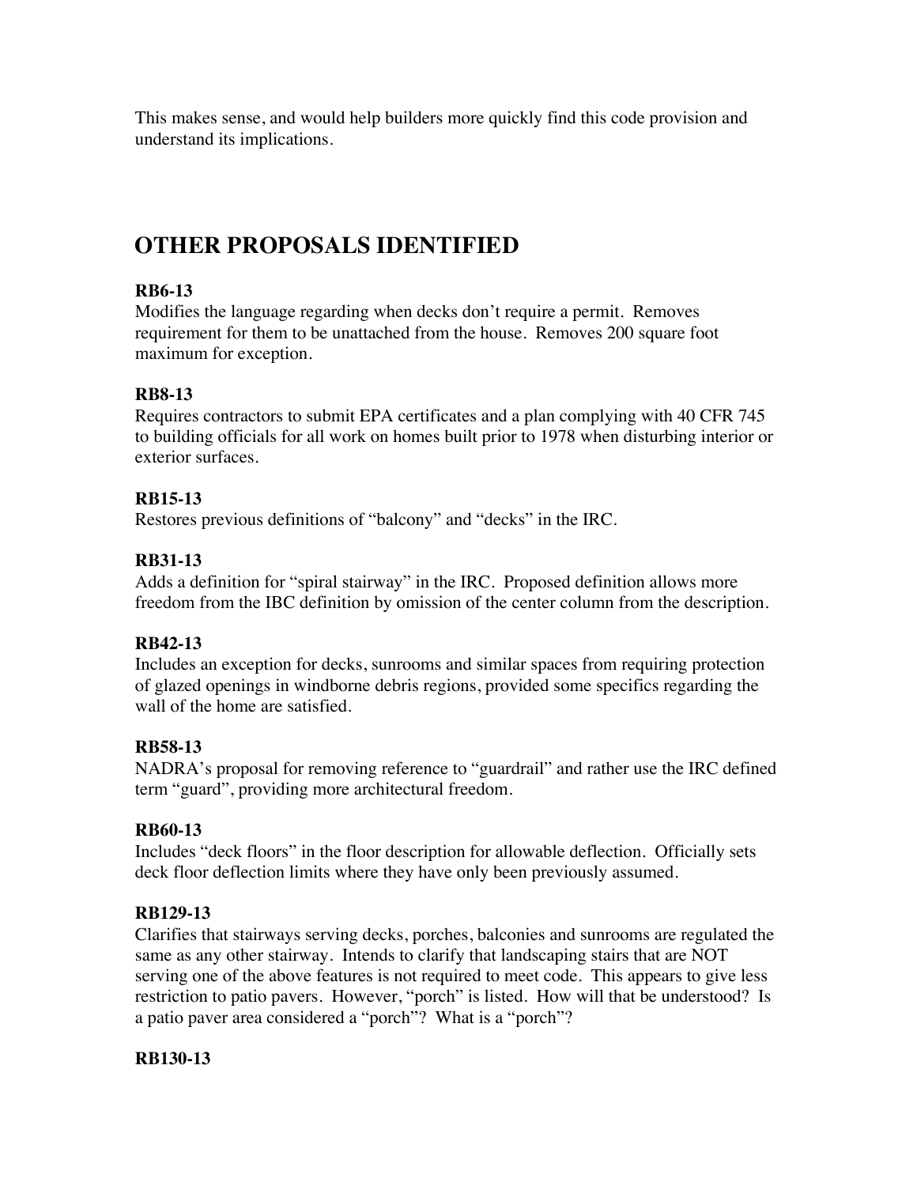This makes sense, and would help builders more quickly find this code provision and understand its implications.

## OTHER PROPOSALS IDENTIFIED

**RB6-13**
Modifies the language regarding when decks don't require a permit. Removes requirement for them to be unattached from the house. Removes 200 square foot maximum for exception.

**RB8-13**
Requires contractors to submit EPA certificates and a plan complying with 40 CFR 745 to building officials for all work on homes built prior to 1978 when disturbing interior or exterior surfaces.

**RB15-13**
Restores previous definitions of "balcony" and "decks" in the IRC.

**RB31-13**
Adds a definition for "spiral stairway" in the IRC. Proposed definition allows more freedom from the IBC definition by omission of the center column from the description.

**RB42-13**
Includes an exception for decks, sunrooms and similar spaces from requiring protection of glazed openings in windborne debris regions, provided some specifics regarding the wall of the home are satisfied.

**RB58-13**
NADRA's proposal for removing reference to "guardrail" and rather use the IRC defined term "guard", providing more architectural freedom.

**RB60-13**
Includes "deck floors" in the floor description for allowable deflection. Officially sets deck floor deflection limits where they have only been previously assumed.

**RB129-13**
Clarifies that stairways serving decks, porches, balconies and sunrooms are regulated the same as any other stairway. Intends to clarify that landscaping stairs that are NOT serving one of the above features is not required to meet code. This appears to give less restriction to patio pavers. However, "porch" is listed. How will that be understood? Is a patio paver area considered a "porch"? What is a "porch"?

**RB130-13**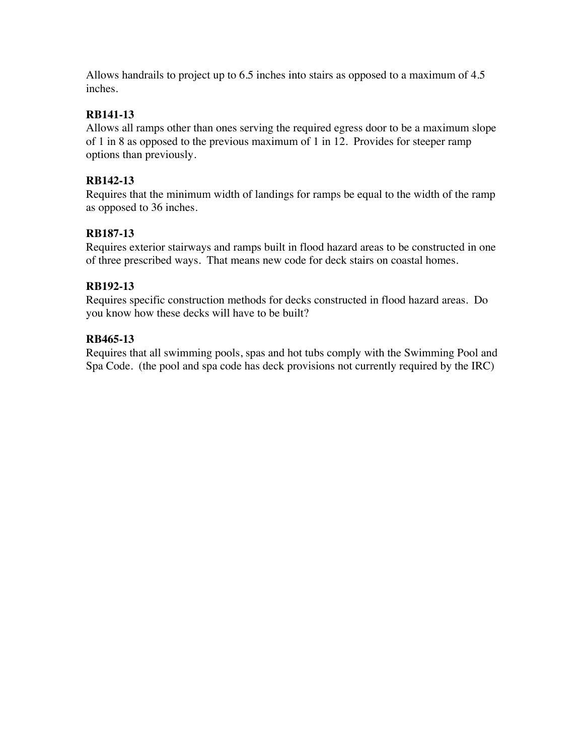Allows handrails to project up to 6.5 inches into stairs as opposed to a maximum of 4.5 inches.

**RB141-13**
Allows all ramps other than ones serving the required egress door to be a maximum slope of 1 in 8 as opposed to the previous maximum of 1 in 12. Provides for steeper ramp options than previously.

**RB142-13**
Requires that the minimum width of landings for ramps be equal to the width of the ramp as opposed to 36 inches.

**RB187-13**
Requires exterior stairways and ramps built in flood hazard areas to be constructed in one of three prescribed ways. That means new code for deck stairs on coastal homes.

**RB192-13**
Requires specific construction methods for decks constructed in flood hazard areas. Do you know how these decks will have to be built?

**RB465-13**
Requires that all swimming pools, spas and hot tubs comply with the Swimming Pool and Spa Code. (the pool and spa code has deck provisions not currently required by the IRC)